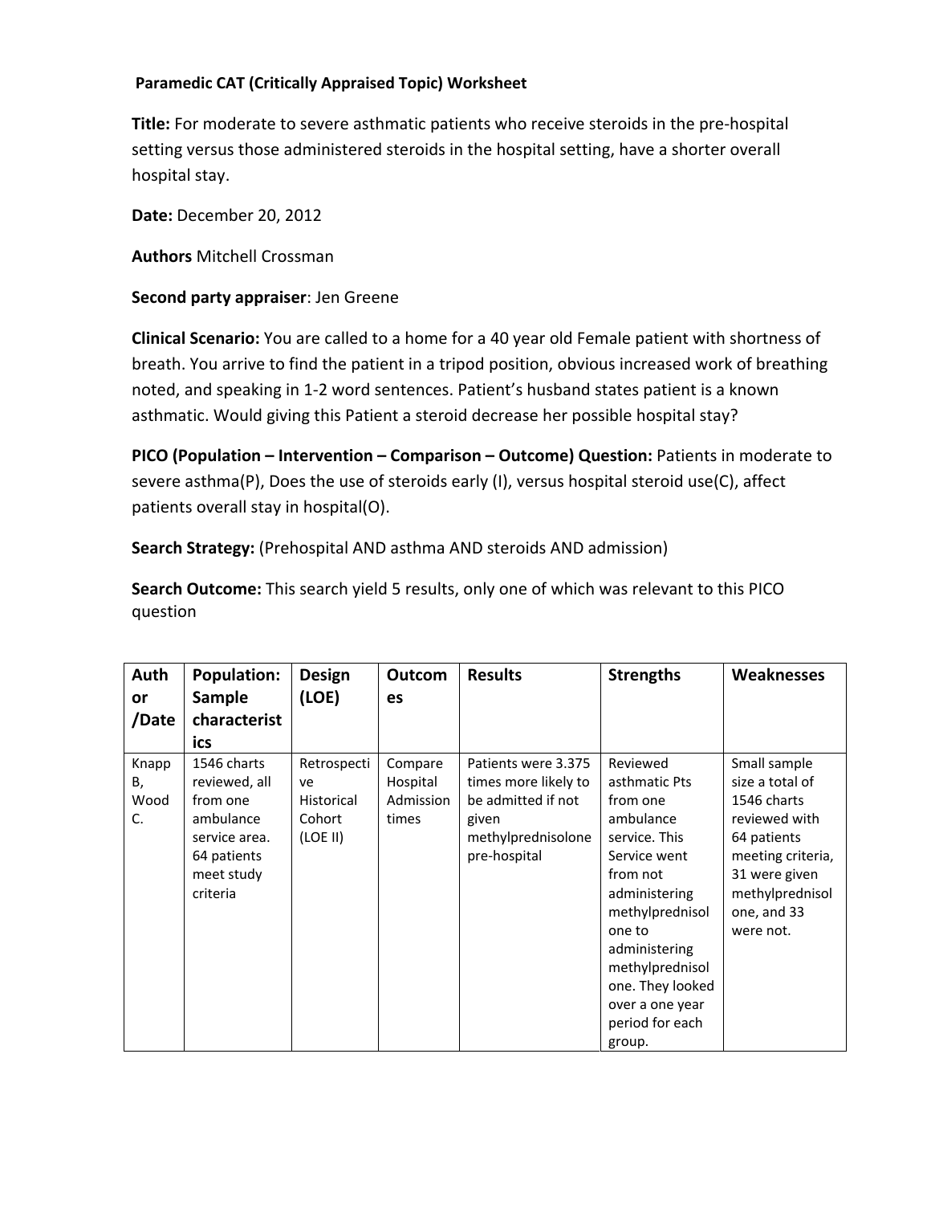**Paramedic CAT (Critically Appraised Topic) Worksheet**

**Title:** For moderate to severe asthmatic patients who receive steroids in the pre-hospital setting versus those administered steroids in the hospital setting, have a shorter overall hospital stay.

**Date:** December 20, 2012

**Authors** Mitchell Crossman

**Second party appraiser**: Jen Greene

**Clinical Scenario:** You are called to a home for a 40 year old Female patient with shortness of breath. You arrive to find the patient in a tripod position, obvious increased work of breathing noted, and speaking in 1-2 word sentences. Patient's husband states patient is a known asthmatic. Would giving this Patient a steroid decrease her possible hospital stay?

**PICO (Population – Intervention – Comparison – Outcome) Question:** Patients in moderate to severe asthma(P), Does the use of steroids early (I), versus hospital steroid use(C), affect patients overall stay in hospital(O).

**Search Strategy:** (Prehospital AND asthma AND steroids AND admission)

**Search Outcome:** This search yield 5 results, only one of which was relevant to this PICO question

| Author /Date | Population: Sample characteristics | Design (LOE) | Outcomes | Results | Strengths | Weaknesses |
|---|---|---|---|---|---|---|
| Knapp B, Wood C. | 1546 charts reviewed, all from one ambulance service area. 64 patients meet study criteria | Retrospective Historical Cohort (LOE II) | Compare Hospital Admission times | Patients were 3.375 times more likely to be admitted if not given methylprednisolone pre-hospital | Reviewed asthmatic Pts from one ambulance service. This Service went from not administering methylprednisolone to administering methylprednisolone. They looked over a one year period for each group. | Small sample size a total of 1546 charts reviewed with 64 patients meeting criteria, 31 were given methylprednisolone, and 33 were not. |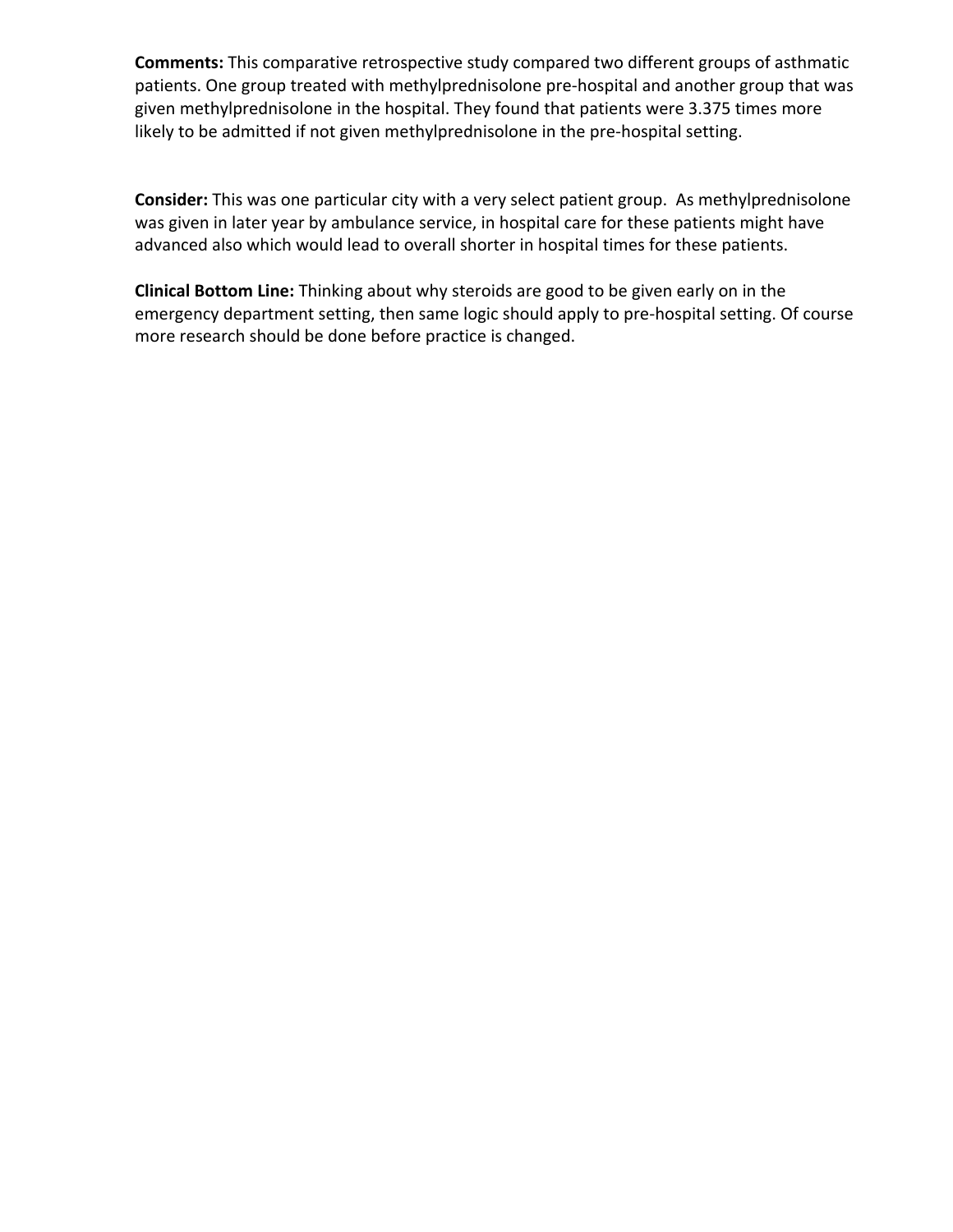**Comments:** This comparative retrospective study compared two different groups of asthmatic patients. One group treated with methylprednisolone pre-hospital and another group that was given methylprednisolone in the hospital. They found that patients were 3.375 times more likely to be admitted if not given methylprednisolone in the pre-hospital setting.

**Consider:** This was one particular city with a very select patient group. As methylprednisolone was given in later year by ambulance service, in hospital care for these patients might have advanced also which would lead to overall shorter in hospital times for these patients.

**Clinical Bottom Line:** Thinking about why steroids are good to be given early on in the emergency department setting, then same logic should apply to pre-hospital setting. Of course more research should be done before practice is changed.